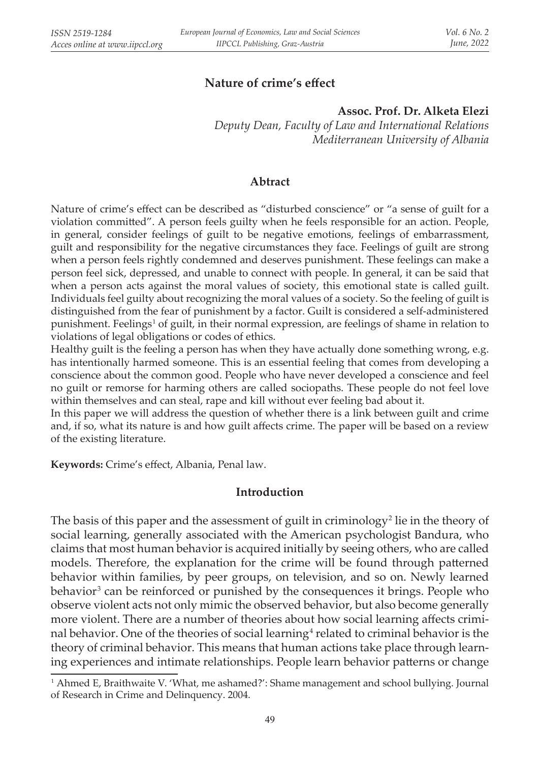# Nature of crime's effect

**Assoc. Prof. Dr. Alketa Elezi**

*Deputy Dean, Faculty of Law and International Relations*
*Mediterranean University of Albania*

## Abtract

Nature of crime's effect can be described as "disturbed conscience" or "a sense of guilt for a violation committed". A person feels guilty when he feels responsible for an action. People, in general, consider feelings of guilt to be negative emotions, feelings of embarrassment, guilt and responsibility for the negative circumstances they face. Feelings of guilt are strong when a person feels rightly condemned and deserves punishment. These feelings can make a person feel sick, depressed, and unable to connect with people. In general, it can be said that when a person acts against the moral values of society, this emotional state is called guilt. Individuals feel guilty about recognizing the moral values of a society. So the feeling of guilt is distinguished from the fear of punishment by a factor. Guilt is considered a self-administered punishment. Feelings[1] of guilt, in their normal expression, are feelings of shame in relation to violations of legal obligations or codes of ethics.

Healthy guilt is the feeling a person has when they have actually done something wrong, e.g. has intentionally harmed someone. This is an essential feeling that comes from developing a conscience about the common good. People who have never developed a conscience and feel no guilt or remorse for harming others are called sociopaths. These people do not feel love within themselves and can steal, rape and kill without ever feeling bad about it.

In this paper we will address the question of whether there is a link between guilt and crime and, if so, what its nature is and how guilt affects crime. The paper will be based on a review of the existing literature.

**Keywords:** Crime's effect, Albania, Penal law.

## Introduction

The basis of this paper and the assessment of guilt in criminology[2] lie in the theory of social learning, generally associated with the American psychologist Bandura, who claims that most human behavior is acquired initially by seeing others, who are called models. Therefore, the explanation for the crime will be found through patterned behavior within families, by peer groups, on television, and so on. Newly learned behavior[3] can be reinforced or punished by the consequences it brings. People who observe violent acts not only mimic the observed behavior, but also become generally more violent. There are a number of theories about how social learning affects criminal behavior. One of the theories of social learning[4] related to criminal behavior is the theory of criminal behavior. This means that human actions take place through learning experiences and intimate relationships. People learn behavior patterns or change

[1] Ahmed E, Braithwaite V. 'What, me ashamed?': Shame management and school bullying. Journal of Research in Crime and Delinquency. 2004.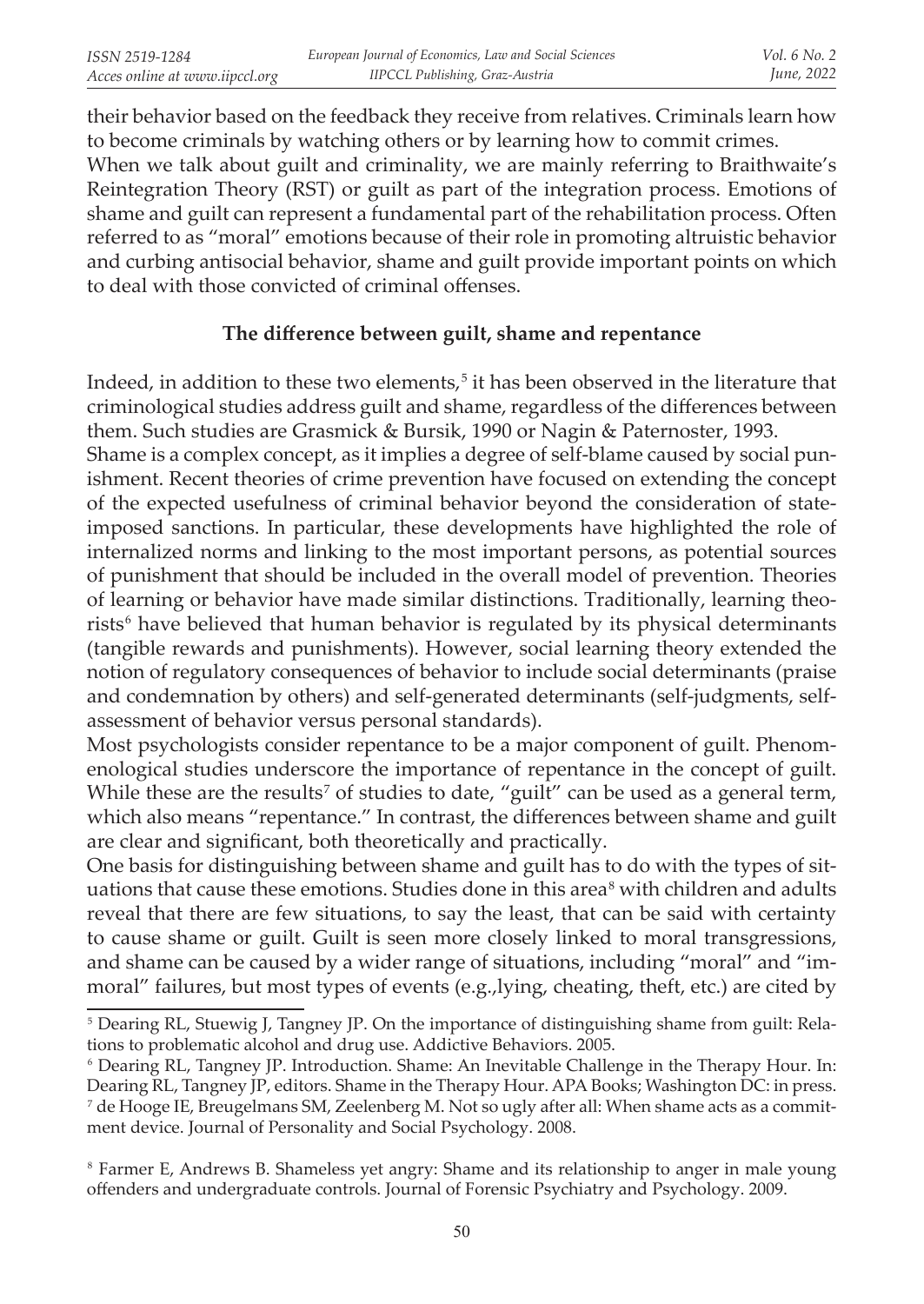their behavior based on the feedback they receive from relatives. Criminals learn how to become criminals by watching others or by learning how to commit crimes.

When we talk about guilt and criminality, we are mainly referring to Braithwaite's Reintegration Theory (RST) or guilt as part of the integration process. Emotions of shame and guilt can represent a fundamental part of the rehabilitation process. Often referred to as "moral" emotions because of their role in promoting altruistic behavior and curbing antisocial behavior, shame and guilt provide important points on which to deal with those convicted of criminal offenses.

## The difference between guilt, shame and repentance

Indeed, in addition to these two elements,[5] it has been observed in the literature that criminological studies address guilt and shame, regardless of the differences between them. Such studies are Grasmick & Bursik, 1990 or Nagin & Paternoster, 1993.

Shame is a complex concept, as it implies a degree of self-blame caused by social punishment. Recent theories of crime prevention have focused on extending the concept of the expected usefulness of criminal behavior beyond the consideration of state-imposed sanctions. In particular, these developments have highlighted the role of internalized norms and linking to the most important persons, as potential sources of punishment that should be included in the overall model of prevention. Theories of learning or behavior have made similar distinctions. Traditionally, learning theorists[6] have believed that human behavior is regulated by its physical determinants (tangible rewards and punishments). However, social learning theory extended the notion of regulatory consequences of behavior to include social determinants (praise and condemnation by others) and self-generated determinants (self-judgments, self-assessment of behavior versus personal standards).

Most psychologists consider repentance to be a major component of guilt. Phenomenological studies underscore the importance of repentance in the concept of guilt. While these are the results[7] of studies to date, "guilt" can be used as a general term, which also means "repentance." In contrast, the differences between shame and guilt are clear and significant, both theoretically and practically.

One basis for distinguishing between shame and guilt has to do with the types of situations that cause these emotions. Studies done in this area[8] with children and adults reveal that there are few situations, to say the least, that can be said with certainty to cause shame or guilt. Guilt is seen more closely linked to moral transgressions, and shame can be caused by a wider range of situations, including "moral" and "immoral" failures, but most types of events (e.g.,lying, cheating, theft, etc.) are cited by

---

[5] Dearing RL, Stuewig J, Tangney JP. On the importance of distinguishing shame from guilt: Relations to problematic alcohol and drug use. Addictive Behaviors. 2005.

[6] Dearing RL, Tangney JP. Introduction. Shame: An Inevitable Challenge in the Therapy Hour. In: Dearing RL, Tangney JP, editors. Shame in the Therapy Hour. APA Books; Washington DC: in press.

[7] de Hooge IE, Breugelmans SM, Zeelenberg M. Not so ugly after all: When shame acts as a commitment device. Journal of Personality and Social Psychology. 2008.

[8] Farmer E, Andrews B. Shameless yet angry: Shame and its relationship to anger in male young offenders and undergraduate controls. Journal of Forensic Psychiatry and Psychology. 2009.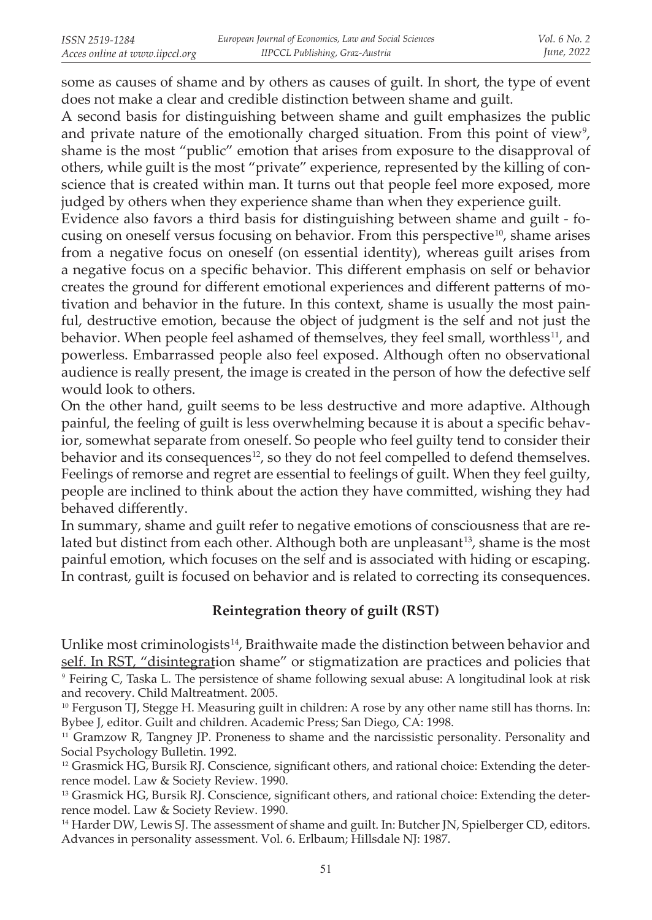some as causes of shame and by others as causes of guilt. In short, the type of event does not make a clear and credible distinction between shame and guilt.

A second basis for distinguishing between shame and guilt emphasizes the public and private nature of the emotionally charged situation. From this point of view[9], shame is the most "public" emotion that arises from exposure to the disapproval of others, while guilt is the most "private" experience, represented by the killing of conscience that is created within man. It turns out that people feel more exposed, more judged by others when they experience shame than when they experience guilt.

Evidence also favors a third basis for distinguishing between shame and guilt - focusing on oneself versus focusing on behavior. From this perspective[10], shame arises from a negative focus on oneself (on essential identity), whereas guilt arises from a negative focus on a specific behavior. This different emphasis on self or behavior creates the ground for different emotional experiences and different patterns of motivation and behavior in the future. In this context, shame is usually the most painful, destructive emotion, because the object of judgment is the self and not just the behavior. When people feel ashamed of themselves, they feel small, worthless[11], and powerless. Embarrassed people also feel exposed. Although often no observational audience is really present, the image is created in the person of how the defective self would look to others.

On the other hand, guilt seems to be less destructive and more adaptive. Although painful, the feeling of guilt is less overwhelming because it is about a specific behavior, somewhat separate from oneself. So people who feel guilty tend to consider their behavior and its consequences[12], so they do not feel compelled to defend themselves. Feelings of remorse and regret are essential to feelings of guilt. When they feel guilty, people are inclined to think about the action they have committed, wishing they had behaved differently.

In summary, shame and guilt refer to negative emotions of consciousness that are related but distinct from each other. Although both are unpleasant[13], shame is the most painful emotion, which focuses on the self and is associated with hiding or escaping. In contrast, guilt is focused on behavior and is related to correcting its consequences.

## Reintegration theory of guilt (RST)

Unlike most criminologists[14], Braithwaite made the distinction between behavior and self. In RST, "disintegration shame" or stigmatization are practices and policies that

[9] Feiring C, Taska L. The persistence of shame following sexual abuse: A longitudinal look at risk and recovery. Child Maltreatment. 2005.

[10] Ferguson TJ, Stegge H. Measuring guilt in children: A rose by any other name still has thorns. In: Bybee J, editor. Guilt and children. Academic Press; San Diego, CA: 1998.

[11] Gramzow R, Tangney JP. Proneness to shame and the narcissistic personality. Personality and Social Psychology Bulletin. 1992.

[12] Grasmick HG, Bursik RJ. Conscience, significant others, and rational choice: Extending the deterrence model. Law & Society Review. 1990.

[13] Grasmick HG, Bursik RJ. Conscience, significant others, and rational choice: Extending the deterrence model. Law & Society Review. 1990.

[14] Harder DW, Lewis SJ. The assessment of shame and guilt. In: Butcher JN, Spielberger CD, editors. Advances in personality assessment. Vol. 6. Erlbaum; Hillsdale NJ: 1987.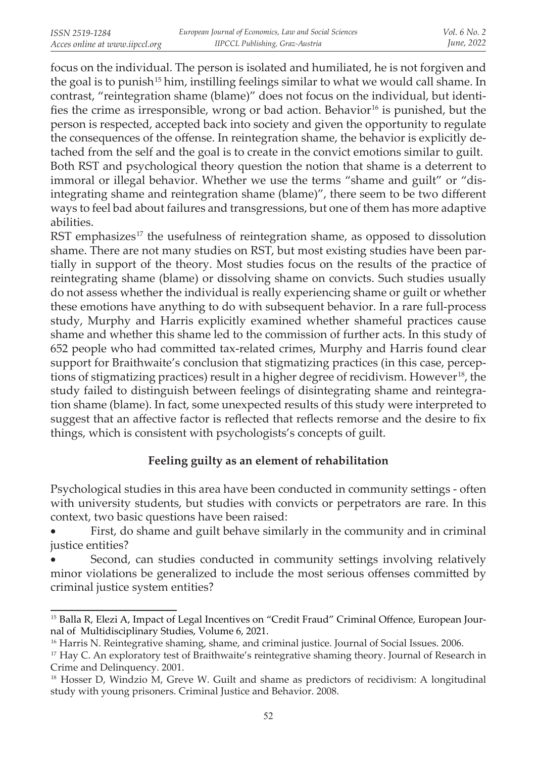focus on the individual. The person is isolated and humiliated, he is not forgiven and the goal is to punish[15] him, instilling feelings similar to what we would call shame. In contrast, "reintegration shame (blame)" does not focus on the individual, but identifies the crime as irresponsible, wrong or bad action. Behavior[16] is punished, but the person is respected, accepted back into society and given the opportunity to regulate the consequences of the offense. In reintegration shame, the behavior is explicitly detached from the self and the goal is to create in the convict emotions similar to guilt. Both RST and psychological theory question the notion that shame is a deterrent to immoral or illegal behavior. Whether we use the terms "shame and guilt" or "disintegrating shame and reintegration shame (blame)", there seem to be two different ways to feel bad about failures and transgressions, but one of them has more adaptive abilities.

RST emphasizes[17] the usefulness of reintegration shame, as opposed to dissolution shame. There are not many studies on RST, but most existing studies have been partially in support of the theory. Most studies focus on the results of the practice of reintegrating shame (blame) or dissolving shame on convicts. Such studies usually do not assess whether the individual is really experiencing shame or guilt or whether these emotions have anything to do with subsequent behavior. In a rare full-process study, Murphy and Harris explicitly examined whether shameful practices cause shame and whether this shame led to the commission of further acts. In this study of 652 people who had committed tax-related crimes, Murphy and Harris found clear support for Braithwaite's conclusion that stigmatizing practices (in this case, perceptions of stigmatizing practices) result in a higher degree of recidivism. However[18], the study failed to distinguish between feelings of disintegrating shame and reintegration shame (blame). In fact, some unexpected results of this study were interpreted to suggest that an affective factor is reflected that reflects remorse and the desire to fix things, which is consistent with psychologists's concepts of guilt.

## Feeling guilty as an element of rehabilitation

Psychological studies in this area have been conducted in community settings - often with university students, but studies with convicts or perpetrators are rare. In this context, two basic questions have been raised:

- First, do shame and guilt behave similarly in the community and in criminal justice entities?
- Second, can studies conducted in community settings involving relatively minor violations be generalized to include the most serious offenses committed by criminal justice system entities?

---

[15] Balla R, Elezi A, Impact of Legal Incentives on "Credit Fraud" Criminal Offence, European Journal of Multidisciplinary Studies, Volume 6, 2021.

[16] Harris N. Reintegrative shaming, shame, and criminal justice. Journal of Social Issues. 2006.

[17] Hay C. An exploratory test of Braithwaite's reintegrative shaming theory. Journal of Research in Crime and Delinquency. 2001.

[18] Hosser D, Windzio M, Greve W. Guilt and shame as predictors of recidivism: A longitudinal study with young prisoners. Criminal Justice and Behavior. 2008.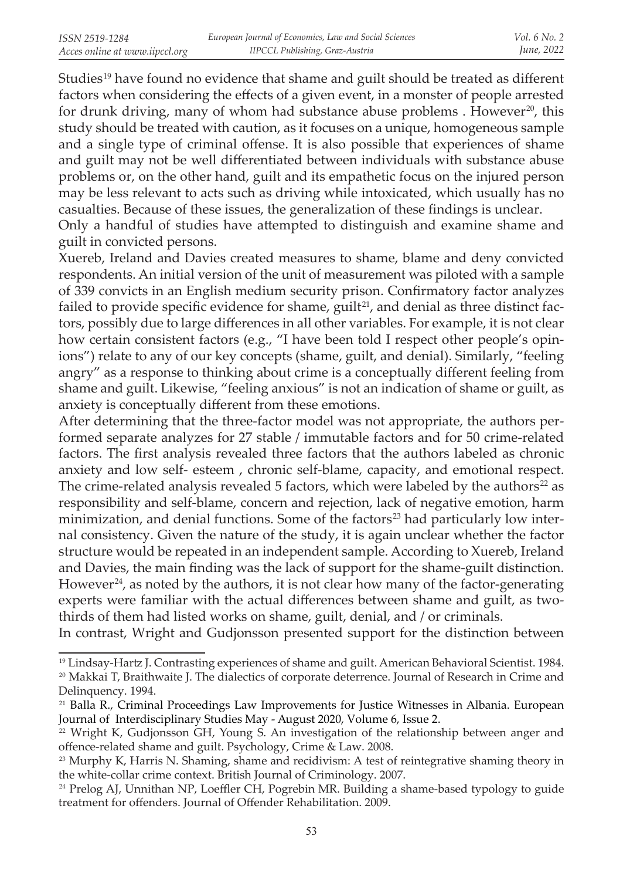Studies[19] have found no evidence that shame and guilt should be treated as different factors when considering the effects of a given event, in a monster of people arrested for drunk driving, many of whom had substance abuse problems . However[20], this study should be treated with caution, as it focuses on a unique, homogeneous sample and a single type of criminal offense. It is also possible that experiences of shame and guilt may not be well differentiated between individuals with substance abuse problems or, on the other hand, guilt and its empathetic focus on the injured person may be less relevant to acts such as driving while intoxicated, which usually has no casualties. Because of these issues, the generalization of these findings is unclear.

Only a handful of studies have attempted to distinguish and examine shame and guilt in convicted persons.

Xuereb, Ireland and Davies created measures to shame, blame and deny convicted respondents. An initial version of the unit of measurement was piloted with a sample of 339 convicts in an English medium security prison. Confirmatory factor analyzes failed to provide specific evidence for shame, guilt[21], and denial as three distinct factors, possibly due to large differences in all other variables. For example, it is not clear how certain consistent factors (e.g., "I have been told I respect other people's opinions") relate to any of our key concepts (shame, guilt, and denial). Similarly, "feeling angry" as a response to thinking about crime is a conceptually different feeling from shame and guilt. Likewise, "feeling anxious" is not an indication of shame or guilt, as anxiety is conceptually different from these emotions.

After determining that the three-factor model was not appropriate, the authors performed separate analyzes for 27 stable / immutable factors and for 50 crime-related factors. The first analysis revealed three factors that the authors labeled as chronic anxiety and low self- esteem , chronic self-blame, capacity, and emotional respect. The crime-related analysis revealed 5 factors, which were labeled by the authors[22] as responsibility and self-blame, concern and rejection, lack of negative emotion, harm minimization, and denial functions. Some of the factors[23] had particularly low internal consistency. Given the nature of the study, it is again unclear whether the factor structure would be repeated in an independent sample. According to Xuereb, Ireland and Davies, the main finding was the lack of support for the shame-guilt distinction. However[24], as noted by the authors, it is not clear how many of the factor-generating experts were familiar with the actual differences between shame and guilt, as two-thirds of them had listed works on shame, guilt, denial, and / or criminals.

In contrast, Wright and Gudjonsson presented support for the distinction between

---

[19] Lindsay-Hartz J. Contrasting experiences of shame and guilt. American Behavioral Scientist. 1984.

[20] Makkai T, Braithwaite J. The dialectics of corporate deterrence. Journal of Research in Crime and Delinquency. 1994.

[21] Balla R., Criminal Proceedings Law Improvements for Justice Witnesses in Albania. European Journal of Interdisciplinary Studies May - August 2020, Volume 6, Issue 2.

[22] Wright K, Gudjonsson GH, Young S. An investigation of the relationship between anger and offence-related shame and guilt. Psychology, Crime & Law. 2008.

[23] Murphy K, Harris N. Shaming, shame and recidivism: A test of reintegrative shaming theory in the white-collar crime context. British Journal of Criminology. 2007.

[24] Prelog AJ, Unnithan NP, Loeffler CH, Pogrebin MR. Building a shame-based typology to guide treatment for offenders. Journal of Offender Rehabilitation. 2009.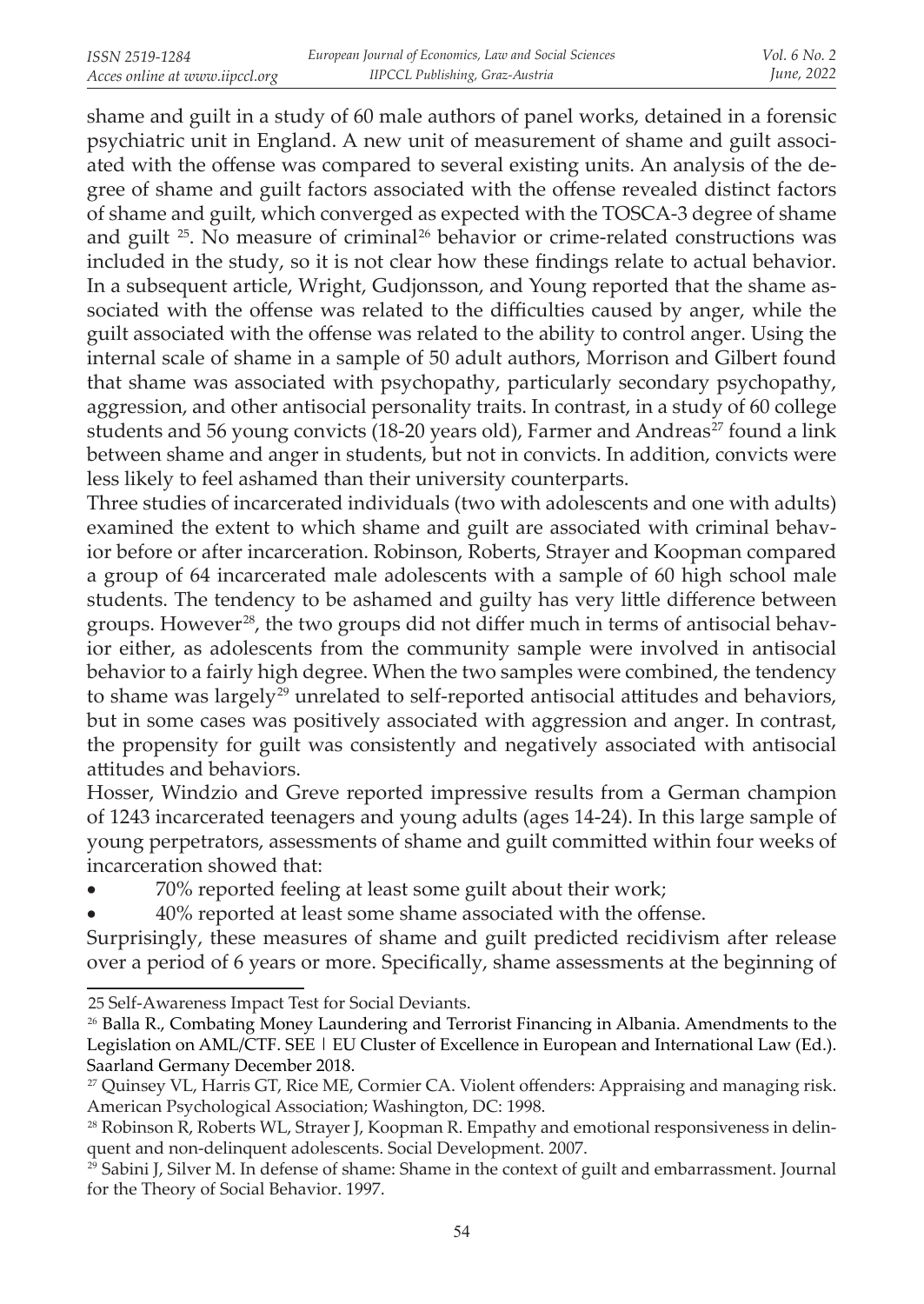shame and guilt in a study of 60 male authors of panel works, detained in a forensic psychiatric unit in England. A new unit of measurement of shame and guilt associated with the offense was compared to several existing units. An analysis of the degree of shame and guilt factors associated with the offense revealed distinct factors of shame and guilt, which converged as expected with the TOSCA-3 degree of shame and guilt [25]. No measure of criminal[26] behavior or crime-related constructions was included in the study, so it is not clear how these findings relate to actual behavior. In a subsequent article, Wright, Gudjonsson, and Young reported that the shame associated with the offense was related to the difficulties caused by anger, while the guilt associated with the offense was related to the ability to control anger. Using the internal scale of shame in a sample of 50 adult authors, Morrison and Gilbert found that shame was associated with psychopathy, particularly secondary psychopathy, aggression, and other antisocial personality traits. In contrast, in a study of 60 college students and 56 young convicts (18-20 years old), Farmer and Andreas[27] found a link between shame and anger in students, but not in convicts. In addition, convicts were less likely to feel ashamed than their university counterparts.

Three studies of incarcerated individuals (two with adolescents and one with adults) examined the extent to which shame and guilt are associated with criminal behavior before or after incarceration. Robinson, Roberts, Strayer and Koopman compared a group of 64 incarcerated male adolescents with a sample of 60 high school male students. The tendency to be ashamed and guilty has very little difference between groups. However[28], the two groups did not differ much in terms of antisocial behavior either, as adolescents from the community sample were involved in antisocial behavior to a fairly high degree. When the two samples were combined, the tendency to shame was largely[29] unrelated to self-reported antisocial attitudes and behaviors, but in some cases was positively associated with aggression and anger. In contrast, the propensity for guilt was consistently and negatively associated with antisocial attitudes and behaviors.

Hosser, Windzio and Greve reported impressive results from a German champion of 1243 incarcerated teenagers and young adults (ages 14-24). In this large sample of young perpetrators, assessments of shame and guilt committed within four weeks of incarceration showed that:

- 70% reported feeling at least some guilt about their work;
- 40% reported at least some shame associated with the offense.

Surprisingly, these measures of shame and guilt predicted recidivism after release over a period of 6 years or more. Specifically, shame assessments at the beginning of

---

25 Self-Awareness Impact Test for Social Deviants.

26 Balla R., Combating Money Laundering and Terrorist Financing in Albania. Amendments to the Legislation on AML/CTF. SEE | EU Cluster of Excellence in European and International Law (Ed.). Saarland Germany December 2018.

27 Quinsey VL, Harris GT, Rice ME, Cormier CA. Violent offenders: Appraising and managing risk. American Psychological Association; Washington, DC: 1998.

28 Robinson R, Roberts WL, Strayer J, Koopman R. Empathy and emotional responsiveness in delinquent and non-delinquent adolescents. Social Development. 2007.

29 Sabini J, Silver M. In defense of shame: Shame in the context of guilt and embarrassment. Journal for the Theory of Social Behavior. 1997.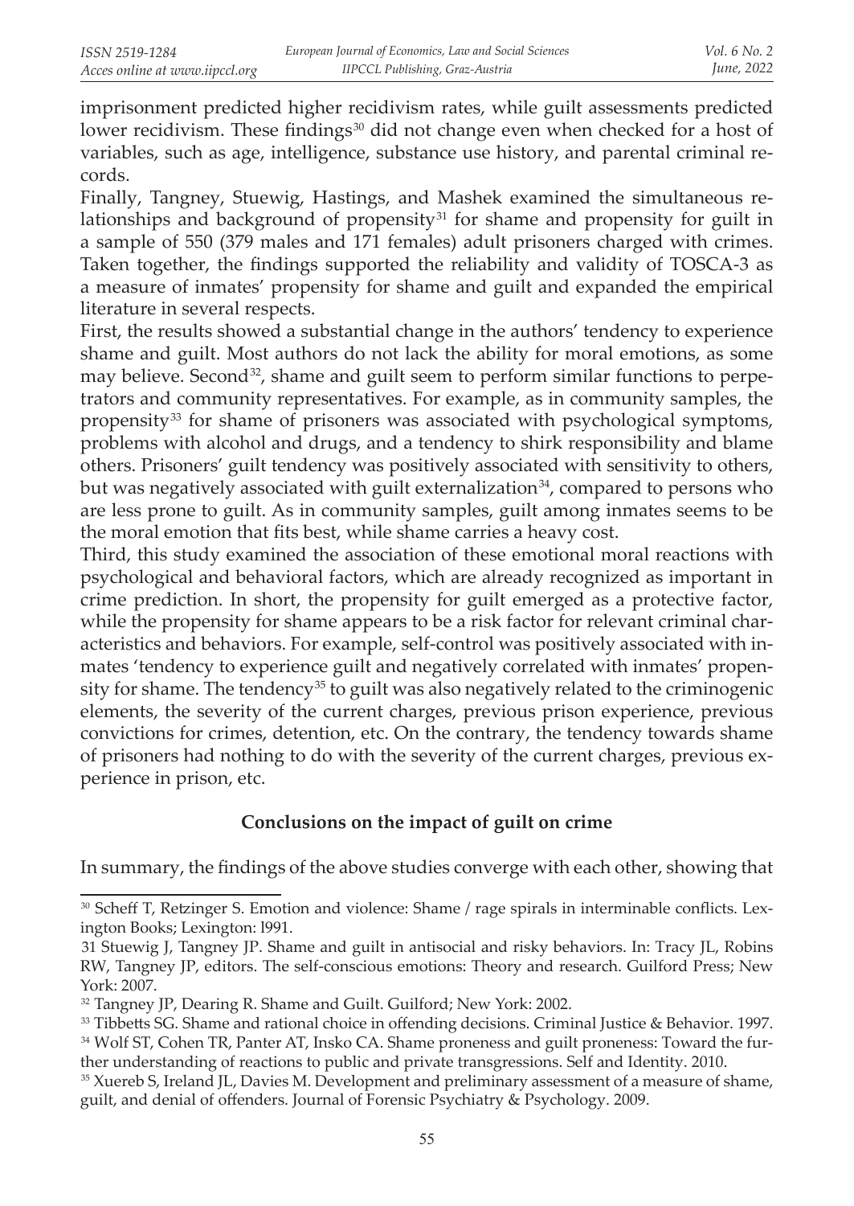imprisonment predicted higher recidivism rates, while guilt assessments predicted lower recidivism. These findings[30] did not change even when checked for a host of variables, such as age, intelligence, substance use history, and parental criminal records.

Finally, Tangney, Stuewig, Hastings, and Mashek examined the simultaneous relationships and background of propensity[31] for shame and propensity for guilt in a sample of 550 (379 males and 171 females) adult prisoners charged with crimes. Taken together, the findings supported the reliability and validity of TOSCA-3 as a measure of inmates' propensity for shame and guilt and expanded the empirical literature in several respects.

First, the results showed a substantial change in the authors' tendency to experience shame and guilt. Most authors do not lack the ability for moral emotions, as some may believe. Second[32], shame and guilt seem to perform similar functions to perpetrators and community representatives. For example, as in community samples, the propensity[33] for shame of prisoners was associated with psychological symptoms, problems with alcohol and drugs, and a tendency to shirk responsibility and blame others. Prisoners' guilt tendency was positively associated with sensitivity to others, but was negatively associated with guilt externalization[34], compared to persons who are less prone to guilt. As in community samples, guilt among inmates seems to be the moral emotion that fits best, while shame carries a heavy cost.

Third, this study examined the association of these emotional moral reactions with psychological and behavioral factors, which are already recognized as important in crime prediction. In short, the propensity for guilt emerged as a protective factor, while the propensity for shame appears to be a risk factor for relevant criminal characteristics and behaviors. For example, self-control was positively associated with inmates 'tendency to experience guilt and negatively correlated with inmates' propensity for shame. The tendency[35] to guilt was also negatively related to the criminogenic elements, the severity of the current charges, previous prison experience, previous convictions for crimes, detention, etc. On the contrary, the tendency towards shame of prisoners had nothing to do with the severity of the current charges, previous experience in prison, etc.

### Conclusions on the impact of guilt on crime

In summary, the findings of the above studies converge with each other, showing that

---

[30] Scheff T, Retzinger S. Emotion and violence: Shame / rage spirals in interminable conflicts. Lexington Books; Lexington: l991.

[31] Stuewig J, Tangney JP. Shame and guilt in antisocial and risky behaviors. In: Tracy JL, Robins RW, Tangney JP, editors. The self-conscious emotions: Theory and research. Guilford Press; New York: 2007.

[32] Tangney JP, Dearing R. Shame and Guilt. Guilford; New York: 2002.

[33] Tibbetts SG. Shame and rational choice in offending decisions. Criminal Justice & Behavior. 1997.

[34] Wolf ST, Cohen TR, Panter AT, Insko CA. Shame proneness and guilt proneness: Toward the further understanding of reactions to public and private transgressions. Self and Identity. 2010.

[35] Xuereb S, Ireland JL, Davies M. Development and preliminary assessment of a measure of shame, guilt, and denial of offenders. Journal of Forensic Psychiatry & Psychology. 2009.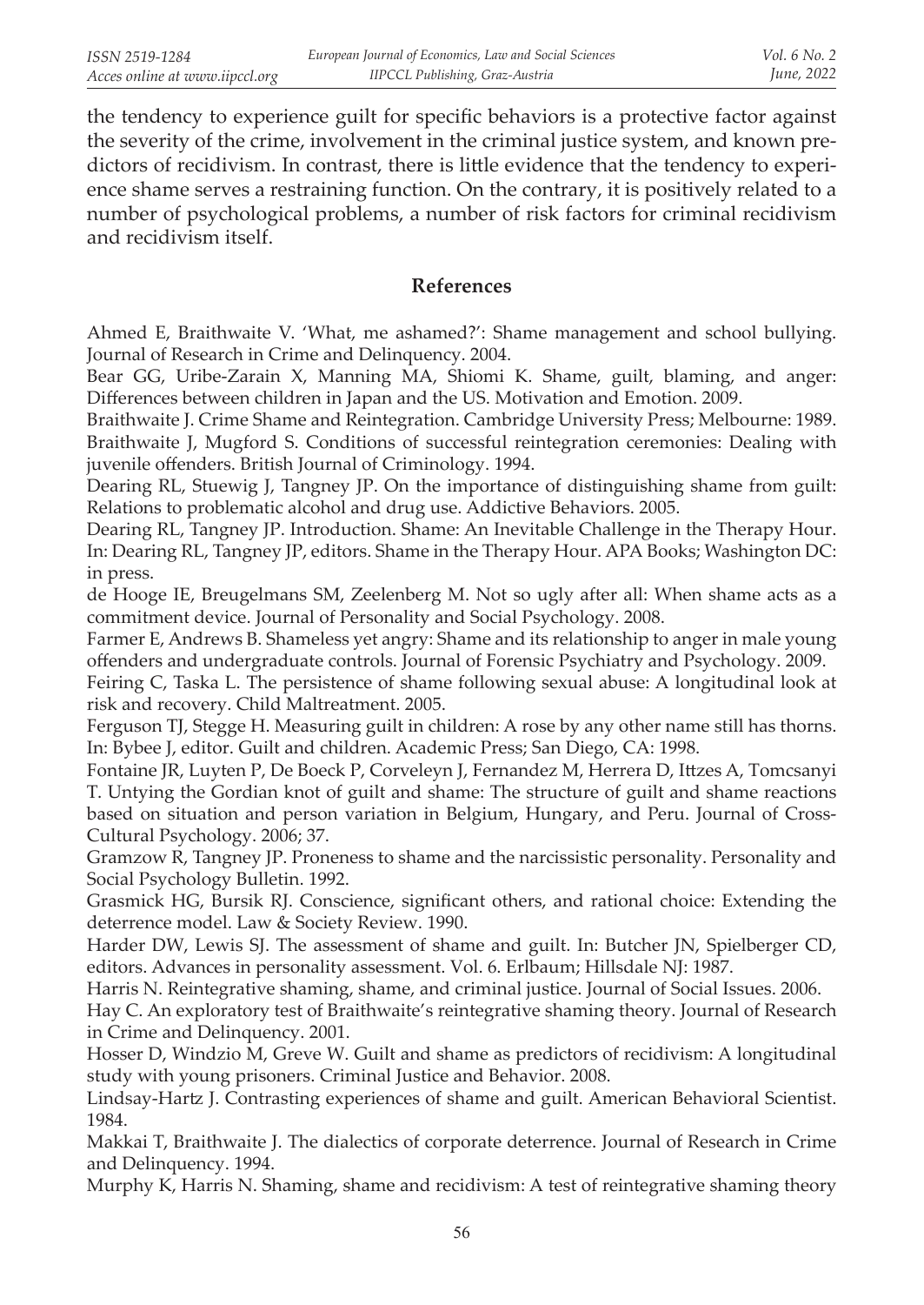the tendency to experience guilt for specific behaviors is a protective factor against the severity of the crime, involvement in the criminal justice system, and known predictors of recidivism. In contrast, there is little evidence that the tendency to experience shame serves a restraining function. On the contrary, it is positively related to a number of psychological problems, a number of risk factors for criminal recidivism and recidivism itself.

## References

Ahmed E, Braithwaite V. 'What, me ashamed?': Shame management and school bullying. Journal of Research in Crime and Delinquency. 2004.

Bear GG, Uribe-Zarain X, Manning MA, Shiomi K. Shame, guilt, blaming, and anger: Differences between children in Japan and the US. Motivation and Emotion. 2009.

Braithwaite J. Crime Shame and Reintegration. Cambridge University Press; Melbourne: 1989.

Braithwaite J, Mugford S. Conditions of successful reintegration ceremonies: Dealing with juvenile offenders. British Journal of Criminology. 1994.

Dearing RL, Stuewig J, Tangney JP. On the importance of distinguishing shame from guilt: Relations to problematic alcohol and drug use. Addictive Behaviors. 2005.

Dearing RL, Tangney JP. Introduction. Shame: An Inevitable Challenge in the Therapy Hour. In: Dearing RL, Tangney JP, editors. Shame in the Therapy Hour. APA Books; Washington DC: in press.

de Hooge IE, Breugelmans SM, Zeelenberg M. Not so ugly after all: When shame acts as a commitment device. Journal of Personality and Social Psychology. 2008.

Farmer E, Andrews B. Shameless yet angry: Shame and its relationship to anger in male young offenders and undergraduate controls. Journal of Forensic Psychiatry and Psychology. 2009.

Feiring C, Taska L. The persistence of shame following sexual abuse: A longitudinal look at risk and recovery. Child Maltreatment. 2005.

Ferguson TJ, Stegge H. Measuring guilt in children: A rose by any other name still has thorns. In: Bybee J, editor. Guilt and children. Academic Press; San Diego, CA: 1998.

Fontaine JR, Luyten P, De Boeck P, Corveleyn J, Fernandez M, Herrera D, Ittzes A, Tomcsanyi T. Untying the Gordian knot of guilt and shame: The structure of guilt and shame reactions based on situation and person variation in Belgium, Hungary, and Peru. Journal of Cross-Cultural Psychology. 2006; 37.

Gramzow R, Tangney JP. Proneness to shame and the narcissistic personality. Personality and Social Psychology Bulletin. 1992.

Grasmick HG, Bursik RJ. Conscience, significant others, and rational choice: Extending the deterrence model. Law & Society Review. 1990.

Harder DW, Lewis SJ. The assessment of shame and guilt. In: Butcher JN, Spielberger CD, editors. Advances in personality assessment. Vol. 6. Erlbaum; Hillsdale NJ: 1987.

Harris N. Reintegrative shaming, shame, and criminal justice. Journal of Social Issues. 2006.

Hay C. An exploratory test of Braithwaite's reintegrative shaming theory. Journal of Research in Crime and Delinquency. 2001.

Hosser D, Windzio M, Greve W. Guilt and shame as predictors of recidivism: A longitudinal study with young prisoners. Criminal Justice and Behavior. 2008.

Lindsay-Hartz J. Contrasting experiences of shame and guilt. American Behavioral Scientist. 1984.

Makkai T, Braithwaite J. The dialectics of corporate deterrence. Journal of Research in Crime and Delinquency. 1994.

Murphy K, Harris N. Shaming, shame and recidivism: A test of reintegrative shaming theory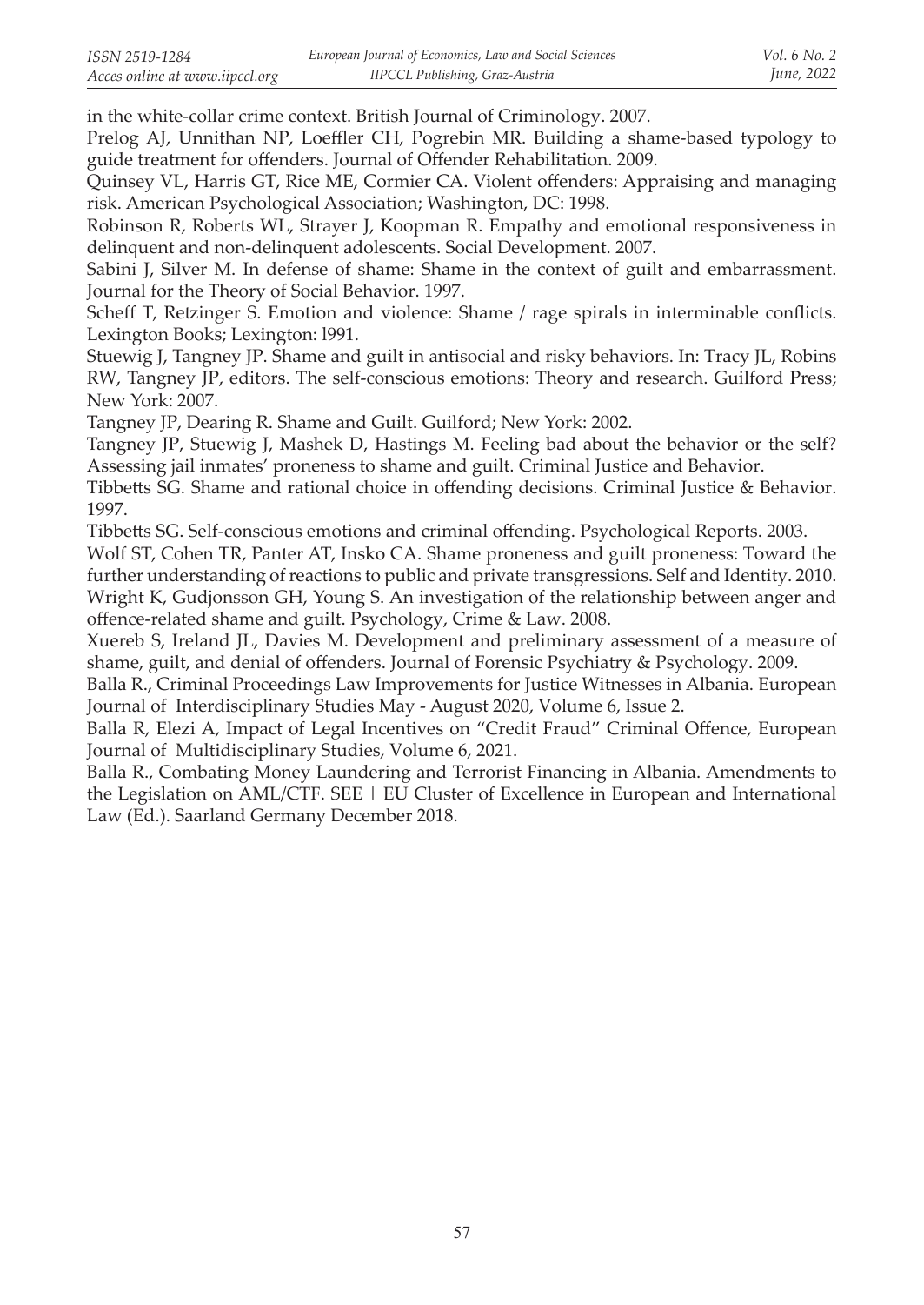in the white-collar crime context. British Journal of Criminology. 2007.

Prelog AJ, Unnithan NP, Loeffler CH, Pogrebin MR. Building a shame-based typology to guide treatment for offenders. Journal of Offender Rehabilitation. 2009.

Quinsey VL, Harris GT, Rice ME, Cormier CA. Violent offenders: Appraising and managing risk. American Psychological Association; Washington, DC: 1998.

Robinson R, Roberts WL, Strayer J, Koopman R. Empathy and emotional responsiveness in delinquent and non-delinquent adolescents. Social Development. 2007.

Sabini J, Silver M. In defense of shame: Shame in the context of guilt and embarrassment. Journal for the Theory of Social Behavior. 1997.

Scheff T, Retzinger S. Emotion and violence: Shame / rage spirals in interminable conflicts. Lexington Books; Lexington: l991.

Stuewig J, Tangney JP. Shame and guilt in antisocial and risky behaviors. In: Tracy JL, Robins RW, Tangney JP, editors. The self-conscious emotions: Theory and research. Guilford Press; New York: 2007.

Tangney JP, Dearing R. Shame and Guilt. Guilford; New York: 2002.

Tangney JP, Stuewig J, Mashek D, Hastings M. Feeling bad about the behavior or the self? Assessing jail inmates' proneness to shame and guilt. Criminal Justice and Behavior.

Tibbetts SG. Shame and rational choice in offending decisions. Criminal Justice & Behavior. 1997.

Tibbetts SG. Self-conscious emotions and criminal offending. Psychological Reports. 2003.

Wolf ST, Cohen TR, Panter AT, Insko CA. Shame proneness and guilt proneness: Toward the further understanding of reactions to public and private transgressions. Self and Identity. 2010.

Wright K, Gudjonsson GH, Young S. An investigation of the relationship between anger and offence-related shame and guilt. Psychology, Crime & Law. 2008.

Xuereb S, Ireland JL, Davies M. Development and preliminary assessment of a measure of shame, guilt, and denial of offenders. Journal of Forensic Psychiatry & Psychology. 2009.

Balla R., Criminal Proceedings Law Improvements for Justice Witnesses in Albania. European Journal of Interdisciplinary Studies May - August 2020, Volume 6, Issue 2.

Balla R, Elezi A, Impact of Legal Incentives on "Credit Fraud" Criminal Offence, European Journal of Multidisciplinary Studies, Volume 6, 2021.

Balla R., Combating Money Laundering and Terrorist Financing in Albania. Amendments to the Legislation on AML/CTF. SEE | EU Cluster of Excellence in European and International Law (Ed.). Saarland Germany December 2018.